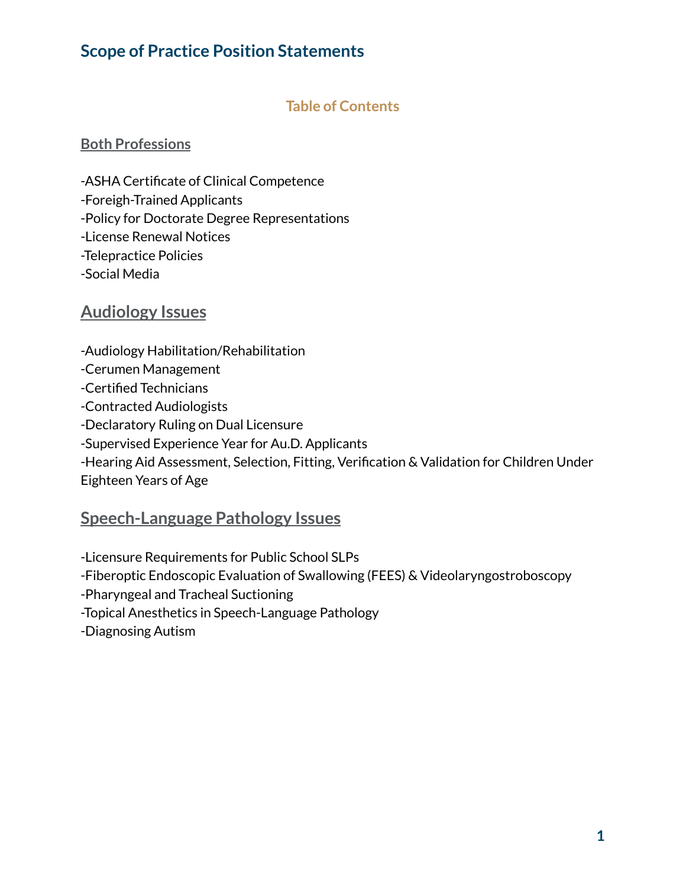# Scope of Practice Position Statements

## Table of Contents

### Both Professions

-ASHA Certificate of Clinical Competence
-Foreigh-Trained Applicants
-Policy for Doctorate Degree Representations
-License Renewal Notices
-Telepractice Policies
-Social Media

## Audiology Issues

-Audiology Habilitation/Rehabilitation
-Cerumen Management
-Certified Technicians
-Contracted Audiologists
-Declaratory Ruling on Dual Licensure
-Supervised Experience Year for Au.D. Applicants
-Hearing Aid Assessment, Selection, Fitting, Verification & Validation for Children Under Eighteen Years of Age

## Speech-Language Pathology Issues

-Licensure Requirements for Public School SLPs
-Fiberoptic Endoscopic Evaluation of Swallowing (FEES) & Videolaryngostroboscopy
-Pharyngeal and Tracheal Suctioning
-Topical Anesthetics in Speech-Language Pathology
-Diagnosing Autism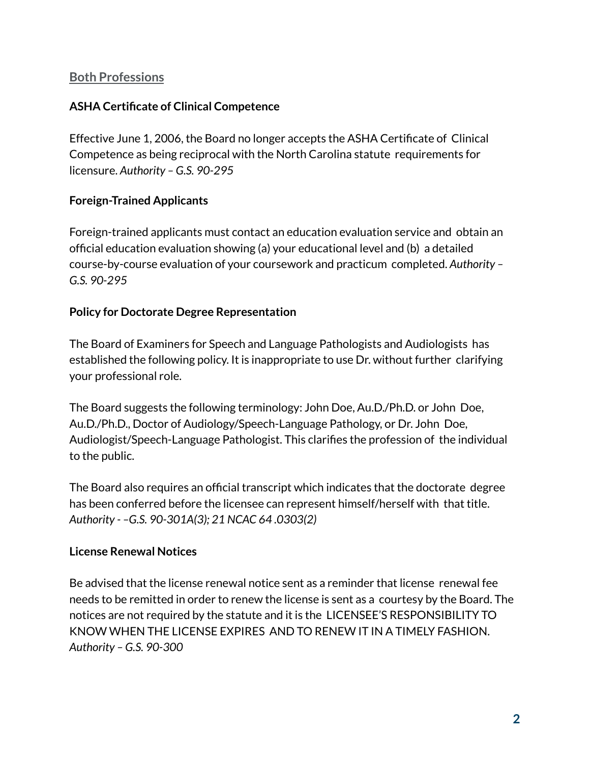## Both Professions

### ASHA Certificate of Clinical Competence

Effective June 1, 2006, the Board no longer accepts the ASHA Certificate of Clinical Competence as being reciprocal with the North Carolina statute requirements for licensure. *Authority – G.S. 90-295*

### Foreign-Trained Applicants

Foreign-trained applicants must contact an education evaluation service and obtain an official education evaluation showing (a) your educational level and (b) a detailed course-by-course evaluation of your coursework and practicum completed. *Authority – G.S. 90-295*

### Policy for Doctorate Degree Representation

The Board of Examiners for Speech and Language Pathologists and Audiologists has established the following policy. It is inappropriate to use Dr. without further clarifying your professional role.

The Board suggests the following terminology: John Doe, Au.D./Ph.D. or John Doe, Au.D./Ph.D., Doctor of Audiology/Speech-Language Pathology, or Dr. John Doe, Audiologist/Speech-Language Pathologist. This clarifies the profession of the individual to the public.

The Board also requires an official transcript which indicates that the doctorate degree has been conferred before the licensee can represent himself/herself with that title. *Authority - –G.S. 90-301A(3); 21 NCAC 64 .0303(2)*

### License Renewal Notices

Be advised that the license renewal notice sent as a reminder that license renewal fee needs to be remitted in order to renew the license is sent as a courtesy by the Board. The notices are not required by the statute and it is the LICENSEE'S RESPONSIBILITY TO KNOW WHEN THE LICENSE EXPIRES AND TO RENEW IT IN A TIMELY FASHION. *Authority – G.S. 90-300*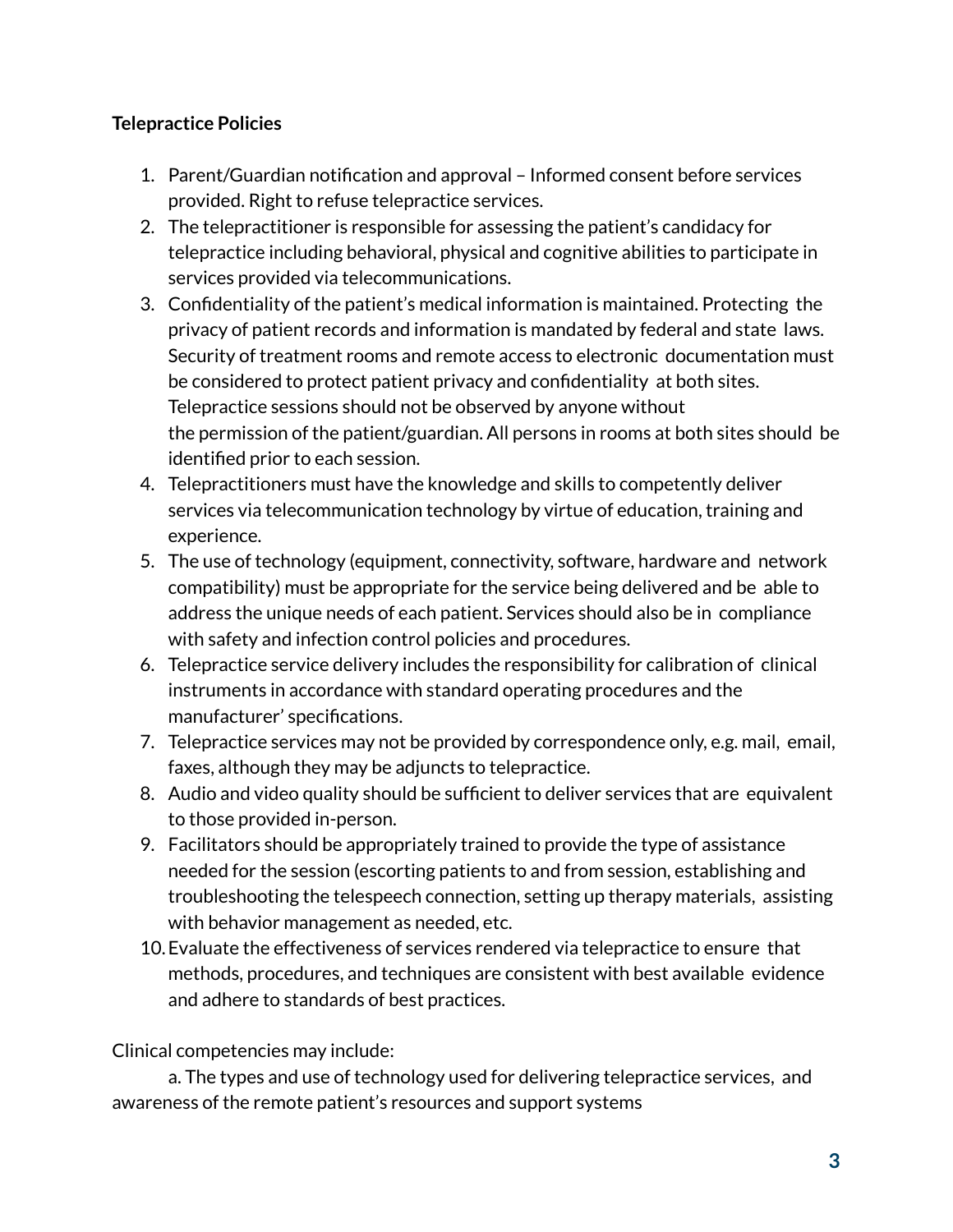**Telepractice Policies**

1. Parent/Guardian notification and approval – Informed consent before services provided. Right to refuse telepractice services.
2. The telepractitioner is responsible for assessing the patient's candidacy for telepractice including behavioral, physical and cognitive abilities to participate in services provided via telecommunications.
3. Confidentiality of the patient's medical information is maintained. Protecting the privacy of patient records and information is mandated by federal and state laws. Security of treatment rooms and remote access to electronic documentation must be considered to protect patient privacy and confidentiality at both sites. Telepractice sessions should not be observed by anyone without the permission of the patient/guardian. All persons in rooms at both sites should be identified prior to each session.
4. Telepractitioners must have the knowledge and skills to competently deliver services via telecommunication technology by virtue of education, training and experience.
5. The use of technology (equipment, connectivity, software, hardware and network compatibility) must be appropriate for the service being delivered and be able to address the unique needs of each patient. Services should also be in compliance with safety and infection control policies and procedures.
6. Telepractice service delivery includes the responsibility for calibration of clinical instruments in accordance with standard operating procedures and the manufacturer' specifications.
7. Telepractice services may not be provided by correspondence only, e.g. mail, email, faxes, although they may be adjuncts to telepractice.
8. Audio and video quality should be sufficient to deliver services that are equivalent to those provided in-person.
9. Facilitators should be appropriately trained to provide the type of assistance needed for the session (escorting patients to and from session, establishing and troubleshooting the telespeech connection, setting up therapy materials, assisting with behavior management as needed, etc.
10. Evaluate the effectiveness of services rendered via telepractice to ensure that methods, procedures, and techniques are consistent with best available evidence and adhere to standards of best practices.

Clinical competencies may include:

a. The types and use of technology used for delivering telepractice services, and awareness of the remote patient's resources and support systems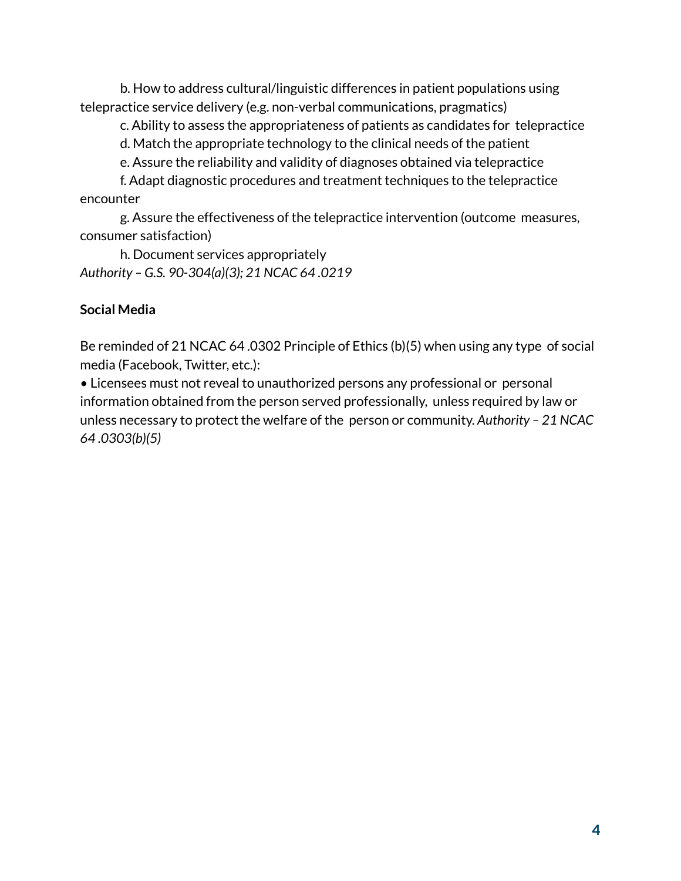b. How to address cultural/linguistic differences in patient populations using telepractice service delivery (e.g. non-verbal communications, pragmatics)

c. Ability to assess the appropriateness of patients as candidates for telepractice

d. Match the appropriate technology to the clinical needs of the patient

e. Assure the reliability and validity of diagnoses obtained via telepractice

f. Adapt diagnostic procedures and treatment techniques to the telepractice encounter

g. Assure the effectiveness of the telepractice intervention (outcome measures, consumer satisfaction)

h. Document services appropriately

*Authority – G.S. 90-304(a)(3); 21 NCAC 64 .0219*

**Social Media**

Be reminded of 21 NCAC 64 .0302 Principle of Ethics (b)(5) when using any type of social media (Facebook, Twitter, etc.):

- Licensees must not reveal to unauthorized persons any professional or personal information obtained from the person served professionally, unless required by law or unless necessary to protect the welfare of the person or community. *Authority – 21 NCAC 64 .0303(b)(5)*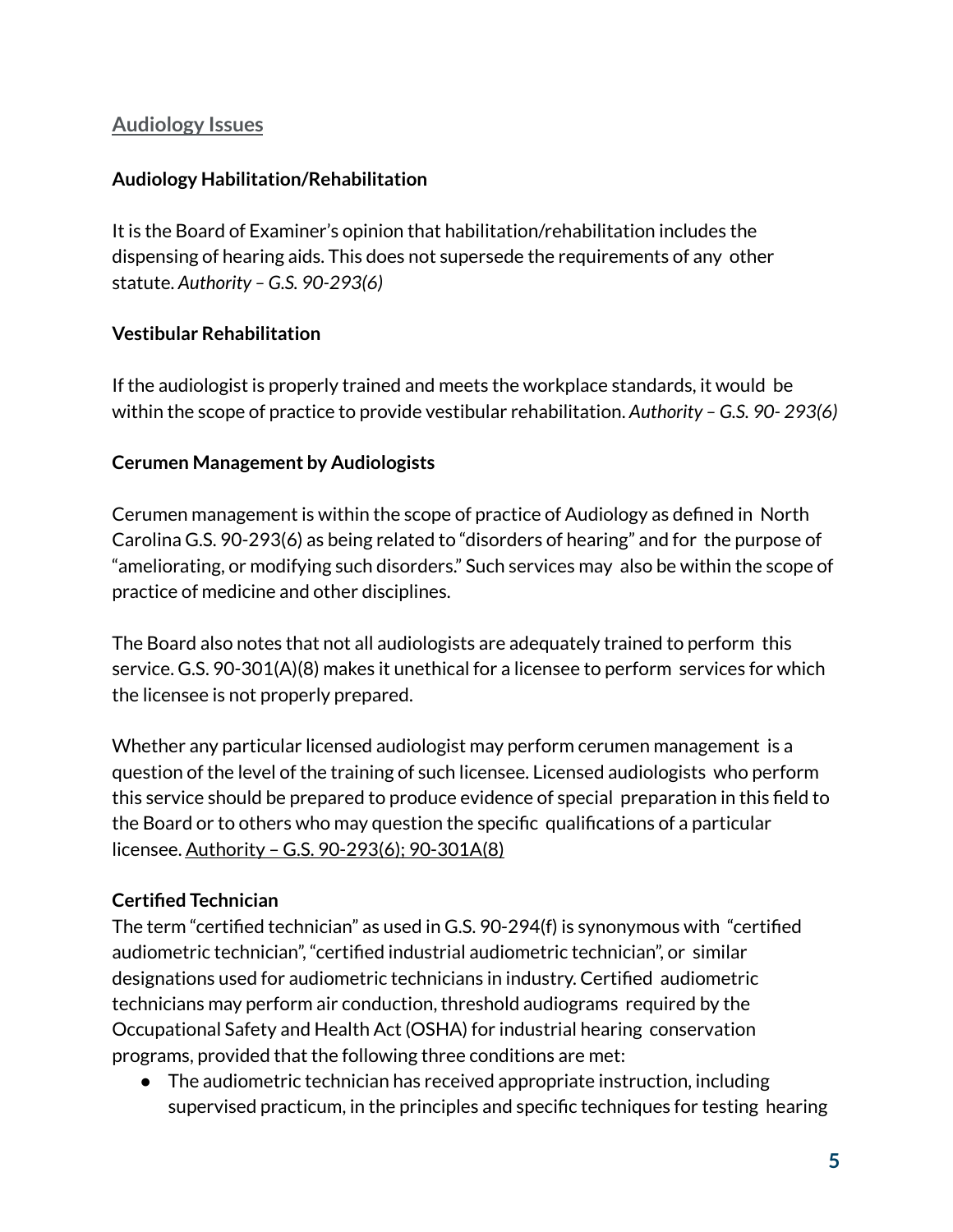## Audiology Issues

### Audiology Habilitation/Rehabilitation

It is the Board of Examiner's opinion that habilitation/rehabilitation includes the dispensing of hearing aids. This does not supersede the requirements of any other statute. *Authority – G.S. 90-293(6)*

### Vestibular Rehabilitation

If the audiologist is properly trained and meets the workplace standards, it would be within the scope of practice to provide vestibular rehabilitation. *Authority – G.S. 90- 293(6)*

### Cerumen Management by Audiologists

Cerumen management is within the scope of practice of Audiology as defined in North Carolina G.S. 90-293(6) as being related to "disorders of hearing" and for the purpose of "ameliorating, or modifying such disorders." Such services may also be within the scope of practice of medicine and other disciplines.

The Board also notes that not all audiologists are adequately trained to perform this service. G.S. 90-301(A)(8) makes it unethical for a licensee to perform services for which the licensee is not properly prepared.

Whether any particular licensed audiologist may perform cerumen management is a question of the level of the training of such licensee. Licensed audiologists who perform this service should be prepared to produce evidence of special preparation in this field to the Board or to others who may question the specific qualifications of a particular licensee. <u>Authority – G.S. 90-293(6); 90-301A(8)</u>

### Certified Technician

The term "certified technician" as used in G.S. 90-294(f) is synonymous with "certified audiometric technician", "certified industrial audiometric technician", or similar designations used for audiometric technicians in industry. Certified audiometric technicians may perform air conduction, threshold audiograms required by the Occupational Safety and Health Act (OSHA) for industrial hearing conservation programs, provided that the following three conditions are met:

- The audiometric technician has received appropriate instruction, including supervised practicum, in the principles and specific techniques for testing hearing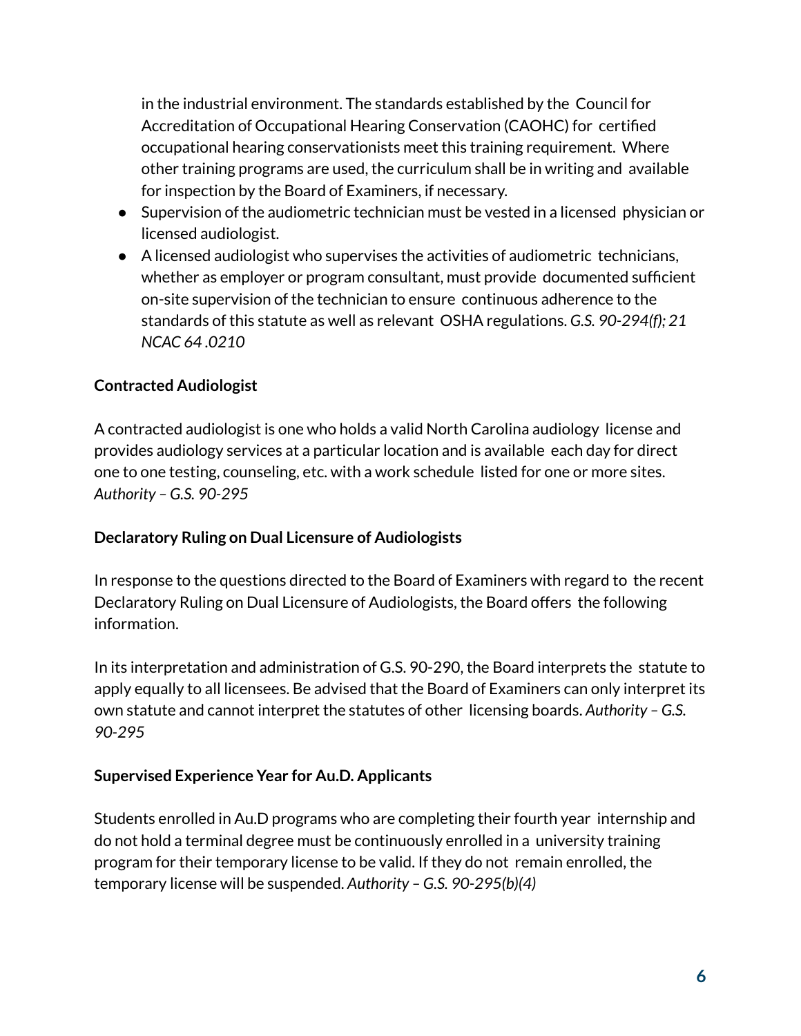in the industrial environment. The standards established by the Council for Accreditation of Occupational Hearing Conservation (CAOHC) for certified occupational hearing conservationists meet this training requirement. Where other training programs are used, the curriculum shall be in writing and available for inspection by the Board of Examiners, if necessary.

- Supervision of the audiometric technician must be vested in a licensed physician or licensed audiologist.
- A licensed audiologist who supervises the activities of audiometric technicians, whether as employer or program consultant, must provide documented sufficient on-site supervision of the technician to ensure continuous adherence to the standards of this statute as well as relevant OSHA regulations. *G.S. 90-294(f); 21 NCAC 64 .0210*

**Contracted Audiologist**

A contracted audiologist is one who holds a valid North Carolina audiology license and provides audiology services at a particular location and is available each day for direct one to one testing, counseling, etc. with a work schedule listed for one or more sites. *Authority – G.S. 90-295*

**Declaratory Ruling on Dual Licensure of Audiologists**

In response to the questions directed to the Board of Examiners with regard to the recent Declaratory Ruling on Dual Licensure of Audiologists, the Board offers the following information.

In its interpretation and administration of G.S. 90-290, the Board interprets the statute to apply equally to all licensees. Be advised that the Board of Examiners can only interpret its own statute and cannot interpret the statutes of other licensing boards. *Authority – G.S. 90-295*

**Supervised Experience Year for Au.D. Applicants**

Students enrolled in Au.D programs who are completing their fourth year internship and do not hold a terminal degree must be continuously enrolled in a university training program for their temporary license to be valid. If they do not remain enrolled, the temporary license will be suspended. *Authority – G.S. 90-295(b)(4)*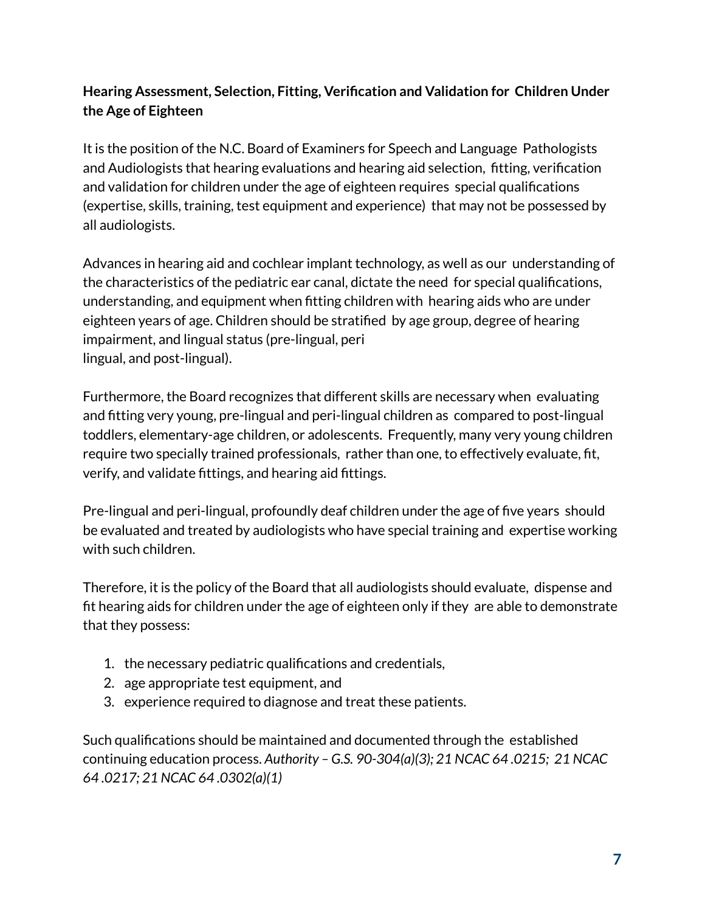**Hearing Assessment, Selection, Fitting, Verification and Validation for Children Under the Age of Eighteen**

It is the position of the N.C. Board of Examiners for Speech and Language Pathologists and Audiologists that hearing evaluations and hearing aid selection, fitting, verification and validation for children under the age of eighteen requires special qualifications (expertise, skills, training, test equipment and experience) that may not be possessed by all audiologists.

Advances in hearing aid and cochlear implant technology, as well as our understanding of the characteristics of the pediatric ear canal, dictate the need for special qualifications, understanding, and equipment when fitting children with hearing aids who are under eighteen years of age. Children should be stratified by age group, degree of hearing impairment, and lingual status (pre-lingual, peri lingual, and post-lingual).

Furthermore, the Board recognizes that different skills are necessary when evaluating and fitting very young, pre-lingual and peri-lingual children as compared to post-lingual toddlers, elementary-age children, or adolescents. Frequently, many very young children require two specially trained professionals, rather than one, to effectively evaluate, fit, verify, and validate fittings, and hearing aid fittings.

Pre-lingual and peri-lingual, profoundly deaf children under the age of five years should be evaluated and treated by audiologists who have special training and expertise working with such children.

Therefore, it is the policy of the Board that all audiologists should evaluate, dispense and fit hearing aids for children under the age of eighteen only if they are able to demonstrate that they possess:

1. the necessary pediatric qualifications and credentials,
2. age appropriate test equipment, and
3. experience required to diagnose and treat these patients.

Such qualifications should be maintained and documented through the established continuing education process. *Authority – G.S. 90-304(a)(3); 21 NCAC 64 .0215; 21 NCAC 64 .0217; 21 NCAC 64 .0302(a)(1)*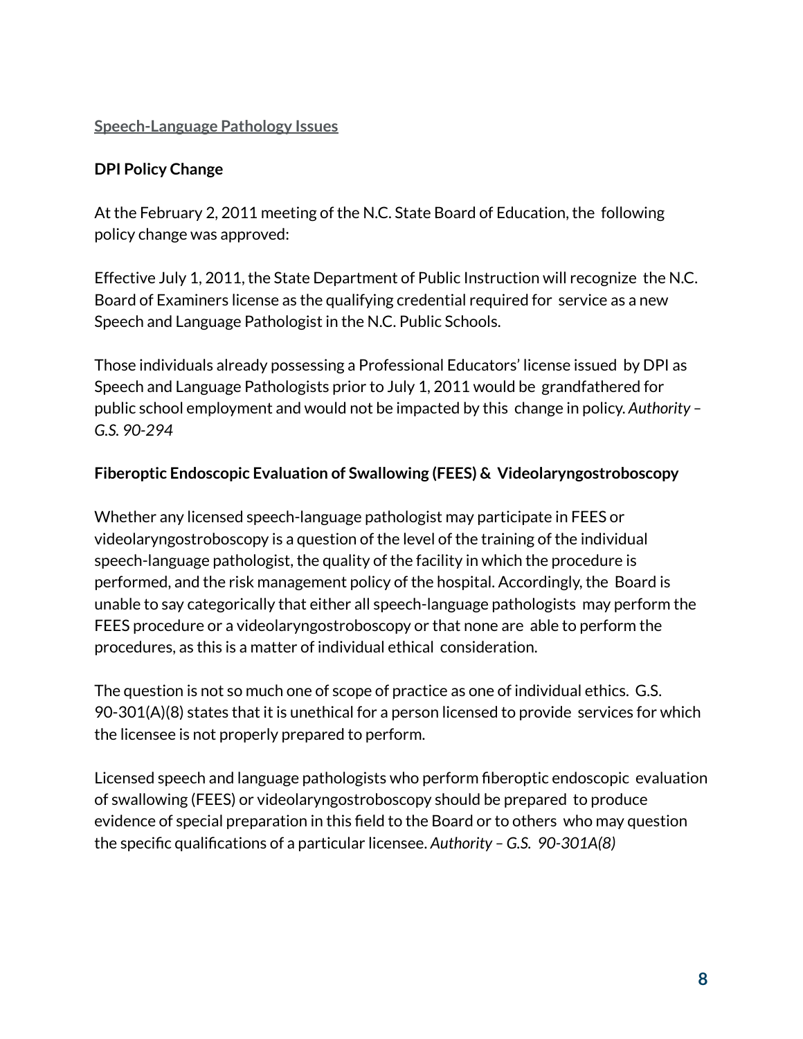## Speech-Language Pathology Issues

### DPI Policy Change

At the February 2, 2011 meeting of the N.C. State Board of Education, the following policy change was approved:

Effective July 1, 2011, the State Department of Public Instruction will recognize the N.C. Board of Examiners license as the qualifying credential required for service as a new Speech and Language Pathologist in the N.C. Public Schools.

Those individuals already possessing a Professional Educators' license issued by DPI as Speech and Language Pathologists prior to July 1, 2011 would be grandfathered for public school employment and would not be impacted by this change in policy. *Authority – G.S. 90-294*

### Fiberoptic Endoscopic Evaluation of Swallowing (FEES) & Videolaryngostroboscopy

Whether any licensed speech-language pathologist may participate in FEES or videolaryngostroboscopy is a question of the level of the training of the individual speech-language pathologist, the quality of the facility in which the procedure is performed, and the risk management policy of the hospital. Accordingly, the Board is unable to say categorically that either all speech-language pathologists may perform the FEES procedure or a videolaryngostroboscopy or that none are able to perform the procedures, as this is a matter of individual ethical consideration.

The question is not so much one of scope of practice as one of individual ethics. G.S. 90-301(A)(8) states that it is unethical for a person licensed to provide services for which the licensee is not properly prepared to perform.

Licensed speech and language pathologists who perform fiberoptic endoscopic evaluation of swallowing (FEES) or videolaryngostroboscopy should be prepared to produce evidence of special preparation in this field to the Board or to others who may question the specific qualifications of a particular licensee. *Authority – G.S. 90-301A(8)*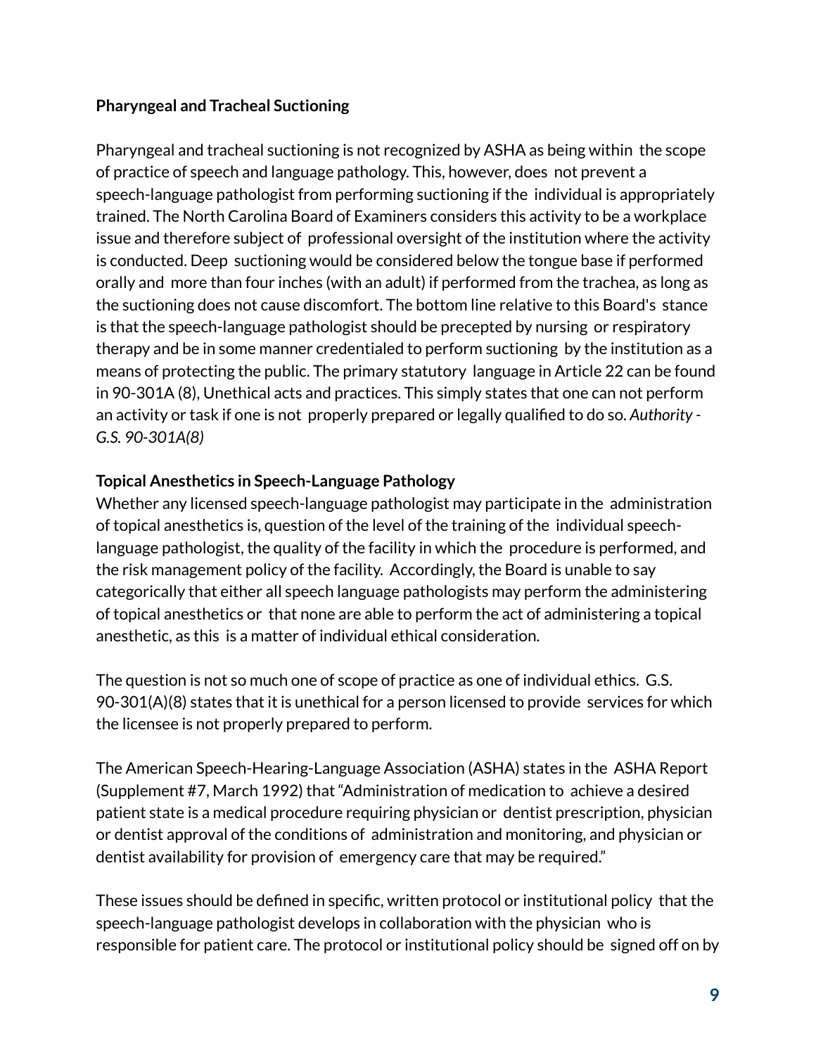**Pharyngeal and Tracheal Suctioning**

Pharyngeal and tracheal suctioning is not recognized by ASHA as being within the scope of practice of speech and language pathology. This, however, does not prevent a speech-language pathologist from performing suctioning if the individual is appropriately trained. The North Carolina Board of Examiners considers this activity to be a workplace issue and therefore subject of professional oversight of the institution where the activity is conducted. Deep suctioning would be considered below the tongue base if performed orally and more than four inches (with an adult) if performed from the trachea, as long as the suctioning does not cause discomfort. The bottom line relative to this Board's stance is that the speech-language pathologist should be precepted by nursing or respiratory therapy and be in some manner credentialed to perform suctioning by the institution as a means of protecting the public. The primary statutory language in Article 22 can be found in 90-301A (8), Unethical acts and practices. This simply states that one can not perform an activity or task if one is not properly prepared or legally qualified to do so. *Authority - G.S. 90-301A(8)*

**Topical Anesthetics in Speech-Language Pathology**

Whether any licensed speech-language pathologist may participate in the administration of topical anesthetics is, question of the level of the training of the individual speech-language pathologist, the quality of the facility in which the procedure is performed, and the risk management policy of the facility. Accordingly, the Board is unable to say categorically that either all speech language pathologists may perform the administering of topical anesthetics or that none are able to perform the act of administering a topical anesthetic, as this is a matter of individual ethical consideration.

The question is not so much one of scope of practice as one of individual ethics. G.S. 90-301(A)(8) states that it is unethical for a person licensed to provide services for which the licensee is not properly prepared to perform.

The American Speech-Hearing-Language Association (ASHA) states in the ASHA Report (Supplement #7, March 1992) that "Administration of medication to achieve a desired patient state is a medical procedure requiring physician or dentist prescription, physician or dentist approval of the conditions of administration and monitoring, and physician or dentist availability for provision of emergency care that may be required."

These issues should be defined in specific, written protocol or institutional policy that the speech-language pathologist develops in collaboration with the physician who is responsible for patient care. The protocol or institutional policy should be signed off on by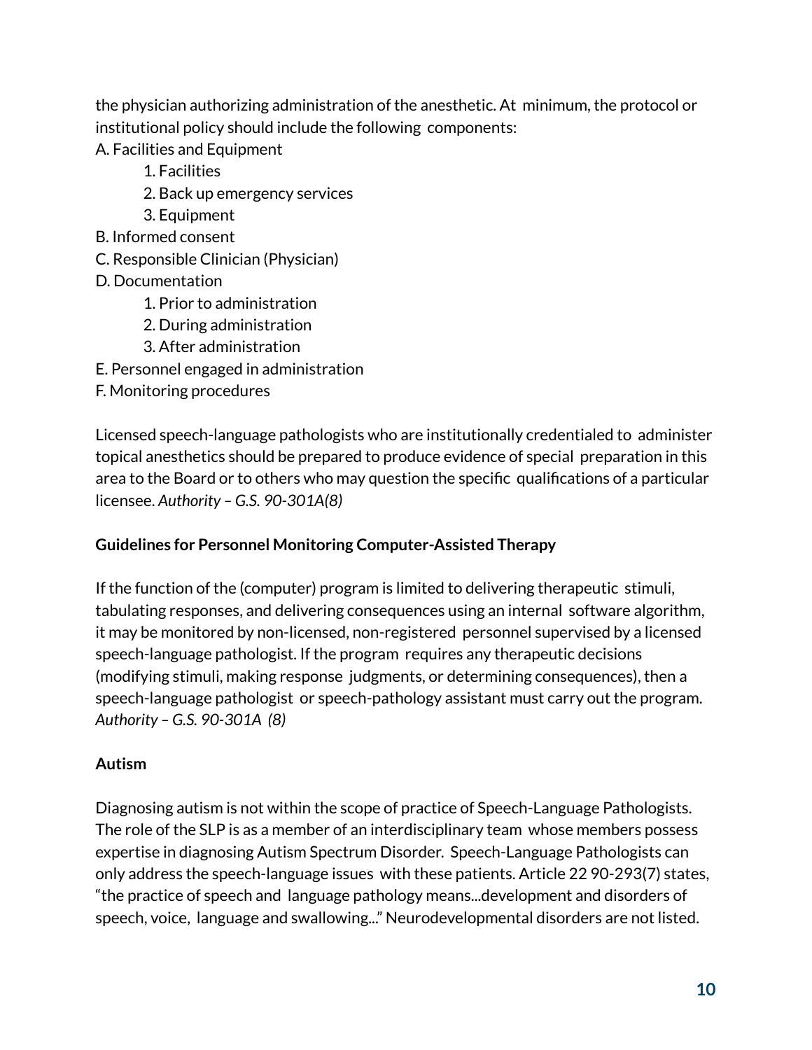the physician authorizing administration of the anesthetic. At minimum, the protocol or institutional policy should include the following components:

A. Facilities and Equipment
   1. Facilities
   2. Back up emergency services
   3. Equipment

B. Informed consent

C. Responsible Clinician (Physician)

D. Documentation
   1. Prior to administration
   2. During administration
   3. After administration

E. Personnel engaged in administration

F. Monitoring procedures

Licensed speech-language pathologists who are institutionally credentialed to administer topical anesthetics should be prepared to produce evidence of special preparation in this area to the Board or to others who may question the specific qualifications of a particular licensee. *Authority – G.S. 90-301A(8)*

**Guidelines for Personnel Monitoring Computer-Assisted Therapy**

If the function of the (computer) program is limited to delivering therapeutic stimuli, tabulating responses, and delivering consequences using an internal software algorithm, it may be monitored by non-licensed, non-registered personnel supervised by a licensed speech-language pathologist. If the program requires any therapeutic decisions (modifying stimuli, making response judgments, or determining consequences), then a speech-language pathologist or speech-pathology assistant must carry out the program. *Authority – G.S. 90-301A (8)*

**Autism**

Diagnosing autism is not within the scope of practice of Speech-Language Pathologists. The role of the SLP is as a member of an interdisciplinary team whose members possess expertise in diagnosing Autism Spectrum Disorder. Speech-Language Pathologists can only address the speech-language issues with these patients. Article 22 90-293(7) states, "the practice of speech and language pathology means...development and disorders of speech, voice, language and swallowing..." Neurodevelopmental disorders are not listed.